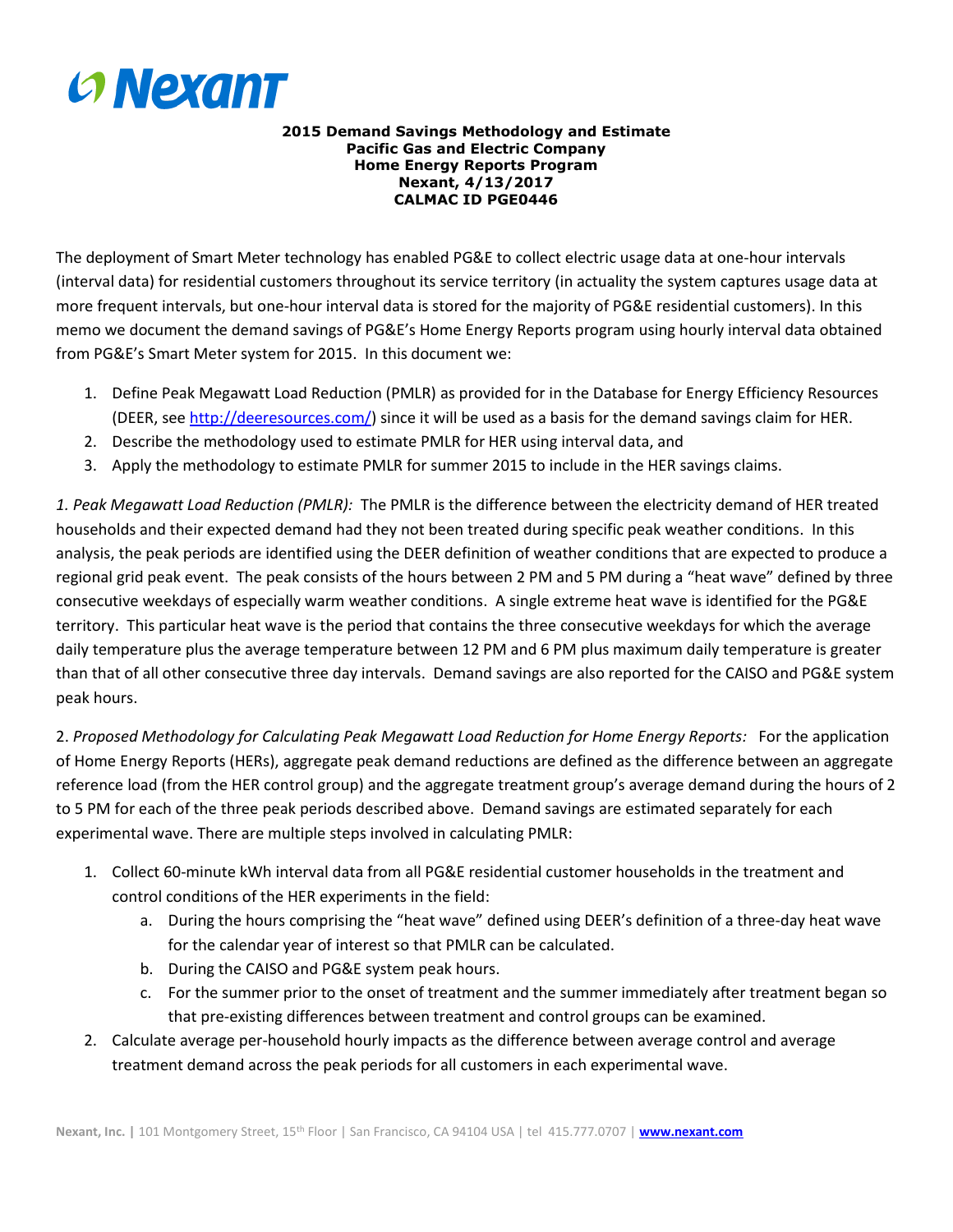**2015 Demand Savings Methodology and Estimate**
**Pacific Gas and Electric Company**
**Home Energy Reports Program**
**Nexant, 4/13/2017**
**CALMAC ID PGE0446**

The deployment of Smart Meter technology has enabled PG&E to collect electric usage data at one-hour intervals (interval data) for residential customers throughout its service territory (in actuality the system captures usage data at more frequent intervals, but one-hour interval data is stored for the majority of PG&E residential customers). In this memo we document the demand savings of PG&E's Home Energy Reports program using hourly interval data obtained from PG&E's Smart Meter system for 2015. In this document we:

1. Define Peak Megawatt Load Reduction (PMLR) as provided for in the Database for Energy Efficiency Resources (DEER, see http://deeresources.com/) since it will be used as a basis for the demand savings claim for HER.
2. Describe the methodology used to estimate PMLR for HER using interval data, and
3. Apply the methodology to estimate PMLR for summer 2015 to include in the HER savings claims.

*1. Peak Megawatt Load Reduction (PMLR):* The PMLR is the difference between the electricity demand of HER treated households and their expected demand had they not been treated during specific peak weather conditions. In this analysis, the peak periods are identified using the DEER definition of weather conditions that are expected to produce a regional grid peak event. The peak consists of the hours between 2 PM and 5 PM during a "heat wave" defined by three consecutive weekdays of especially warm weather conditions. A single extreme heat wave is identified for the PG&E territory. This particular heat wave is the period that contains the three consecutive weekdays for which the average daily temperature plus the average temperature between 12 PM and 6 PM plus maximum daily temperature is greater than that of all other consecutive three day intervals. Demand savings are also reported for the CAISO and PG&E system peak hours.

2. *Proposed Methodology for Calculating Peak Megawatt Load Reduction for Home Energy Reports:* For the application of Home Energy Reports (HERs), aggregate peak demand reductions are defined as the difference between an aggregate reference load (from the HER control group) and the aggregate treatment group's average demand during the hours of 2 to 5 PM for each of the three peak periods described above. Demand savings are estimated separately for each experimental wave. There are multiple steps involved in calculating PMLR:

1. Collect 60-minute kWh interval data from all PG&E residential customer households in the treatment and control conditions of the HER experiments in the field:
    a. During the hours comprising the "heat wave" defined using DEER's definition of a three-day heat wave for the calendar year of interest so that PMLR can be calculated.
    b. During the CAISO and PG&E system peak hours.
    c. For the summer prior to the onset of treatment and the summer immediately after treatment began so that pre-existing differences between treatment and control groups can be examined.
2. Calculate average per-household hourly impacts as the difference between average control and average treatment demand across the peak periods for all customers in each experimental wave.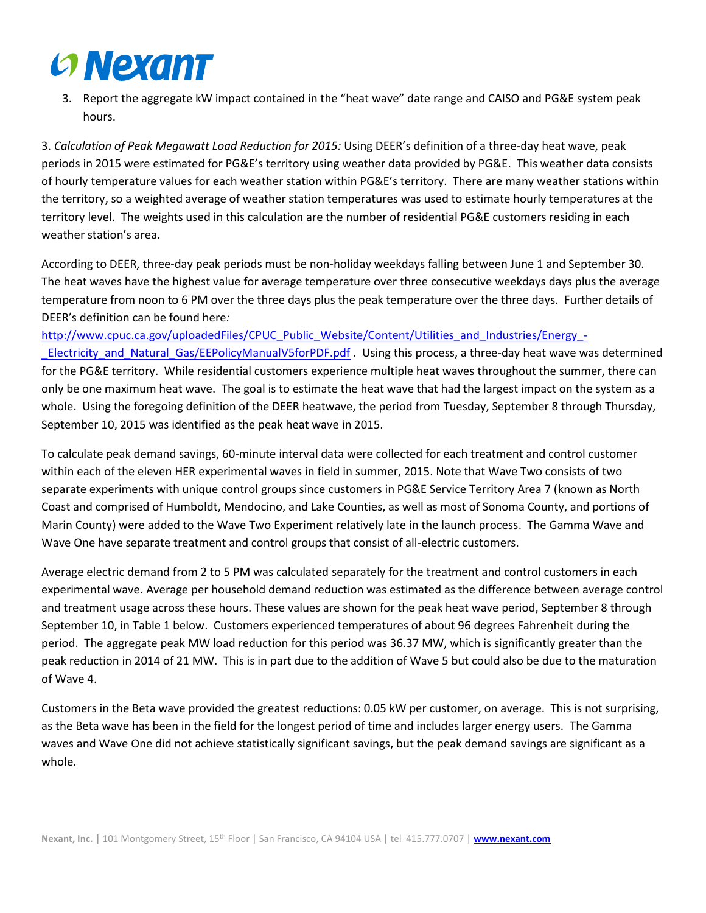3. Report the aggregate kW impact contained in the "heat wave" date range and CAISO and PG&E system peak hours.

3. *Calculation of Peak Megawatt Load Reduction for 2015:* Using DEER's definition of a three-day heat wave, peak periods in 2015 were estimated for PG&E's territory using weather data provided by PG&E. This weather data consists of hourly temperature values for each weather station within PG&E's territory. There are many weather stations within the territory, so a weighted average of weather station temperatures was used to estimate hourly temperatures at the territory level. The weights used in this calculation are the number of residential PG&E customers residing in each weather station's area.

According to DEER, three-day peak periods must be non-holiday weekdays falling between June 1 and September 30. The heat waves have the highest value for average temperature over three consecutive weekdays days plus the average temperature from noon to 6 PM over the three days plus the peak temperature over the three days. Further details of DEER's definition can be found here*:* [http://www.cpuc.ca.gov/uploadedFiles/CPUC_Public_Website/Content/Utilities_and_Industries/Energy_-_Electricity_and_Natural_Gas/EEPolicyManualV5forPDF.pdf](http://www.cpuc.ca.gov/uploadedFiles/CPUC_Public_Website/Content/Utilities_and_Industries/Energy_-_Electricity_and_Natural_Gas/EEPolicyManualV5forPDF.pdf) . Using this process, a three-day heat wave was determined for the PG&E territory. While residential customers experience multiple heat waves throughout the summer, there can only be one maximum heat wave. The goal is to estimate the heat wave that had the largest impact on the system as a whole. Using the foregoing definition of the DEER heatwave, the period from Tuesday, September 8 through Thursday, September 10, 2015 was identified as the peak heat wave in 2015.

To calculate peak demand savings, 60-minute interval data were collected for each treatment and control customer within each of the eleven HER experimental waves in field in summer, 2015. Note that Wave Two consists of two separate experiments with unique control groups since customers in PG&E Service Territory Area 7 (known as North Coast and comprised of Humboldt, Mendocino, and Lake Counties, as well as most of Sonoma County, and portions of Marin County) were added to the Wave Two Experiment relatively late in the launch process. The Gamma Wave and Wave One have separate treatment and control groups that consist of all-electric customers.

Average electric demand from 2 to 5 PM was calculated separately for the treatment and control customers in each experimental wave. Average per household demand reduction was estimated as the difference between average control and treatment usage across these hours. These values are shown for the peak heat wave period, September 8 through September 10, in Table 1 below. Customers experienced temperatures of about 96 degrees Fahrenheit during the period. The aggregate peak MW load reduction for this period was 36.37 MW, which is significantly greater than the peak reduction in 2014 of 21 MW. This is in part due to the addition of Wave 5 but could also be due to the maturation of Wave 4.

Customers in the Beta wave provided the greatest reductions: 0.05 kW per customer, on average. This is not surprising, as the Beta wave has been in the field for the longest period of time and includes larger energy users. The Gamma waves and Wave One did not achieve statistically significant savings, but the peak demand savings are significant as a whole.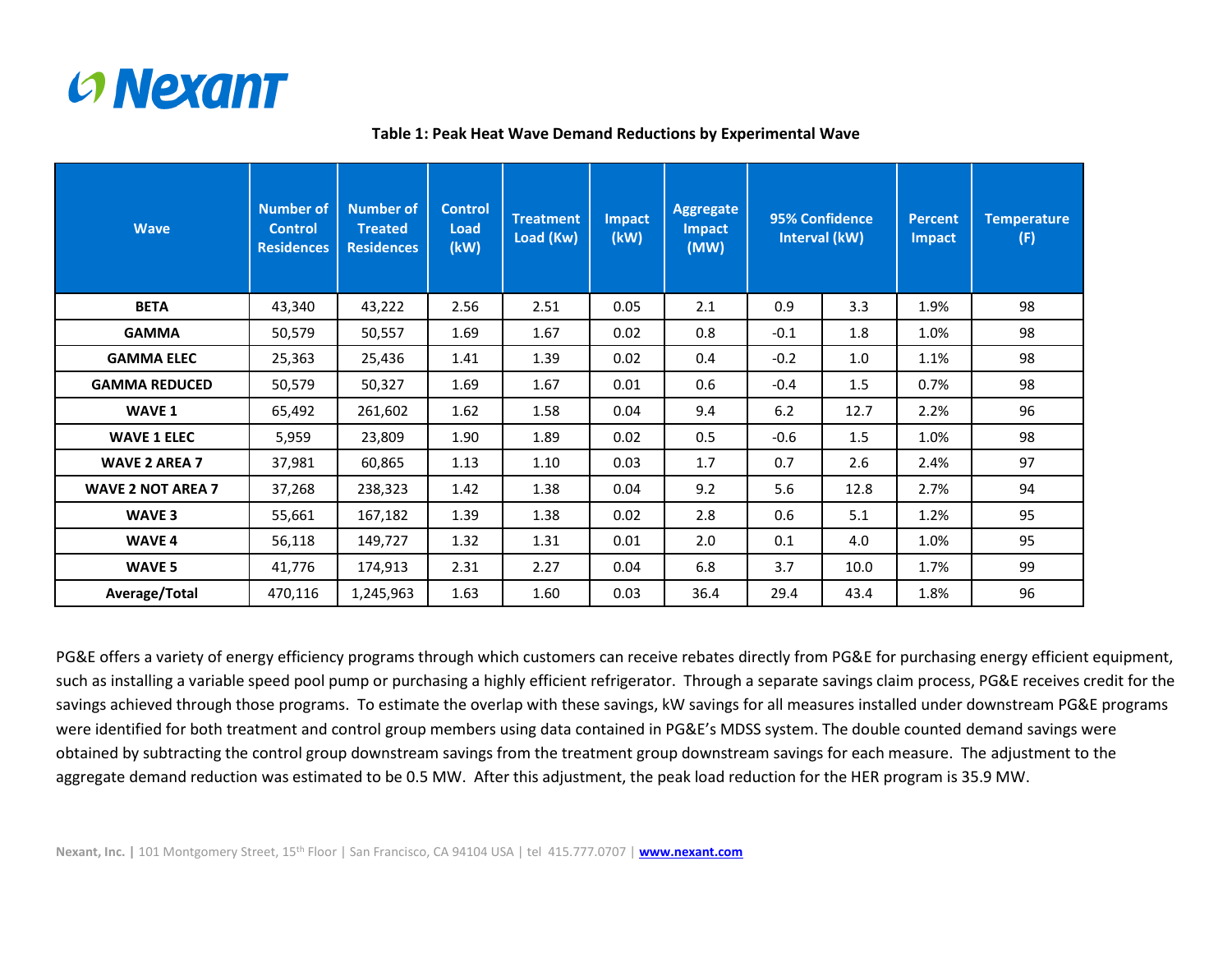**Table 1: Peak Heat Wave Demand Reductions by Experimental Wave**

| Wave | Number of Control Residences | Number of Treated Residences | Control Load (kW) | Treatment Load (Kw) | Impact (kW) | Aggregate Impact (MW) | 95% Confidence Interval (kW) | | Percent Impact | Temperature (F) |
|---|---|---|---|---|---|---|---|---|---|---|
| **BETA** | 43,340 | 43,222 | 2.56 | 2.51 | 0.05 | 2.1 | 0.9 | 3.3 | 1.9% | 98 |
| **GAMMA** | 50,579 | 50,557 | 1.69 | 1.67 | 0.02 | 0.8 | -0.1 | 1.8 | 1.0% | 98 |
| **GAMMA ELEC** | 25,363 | 25,436 | 1.41 | 1.39 | 0.02 | 0.4 | -0.2 | 1.0 | 1.1% | 98 |
| **GAMMA REDUCED** | 50,579 | 50,327 | 1.69 | 1.67 | 0.01 | 0.6 | -0.4 | 1.5 | 0.7% | 98 |
| **WAVE 1** | 65,492 | 261,602 | 1.62 | 1.58 | 0.04 | 9.4 | 6.2 | 12.7 | 2.2% | 96 |
| **WAVE 1 ELEC** | 5,959 | 23,809 | 1.90 | 1.89 | 0.02 | 0.5 | -0.6 | 1.5 | 1.0% | 98 |
| **WAVE 2 AREA 7** | 37,981 | 60,865 | 1.13 | 1.10 | 0.03 | 1.7 | 0.7 | 2.6 | 2.4% | 97 |
| **WAVE 2 NOT AREA 7** | 37,268 | 238,323 | 1.42 | 1.38 | 0.04 | 9.2 | 5.6 | 12.8 | 2.7% | 94 |
| **WAVE 3** | 55,661 | 167,182 | 1.39 | 1.38 | 0.02 | 2.8 | 0.6 | 5.1 | 1.2% | 95 |
| **WAVE 4** | 56,118 | 149,727 | 1.32 | 1.31 | 0.01 | 2.0 | 0.1 | 4.0 | 1.0% | 95 |
| **WAVE 5** | 41,776 | 174,913 | 2.31 | 2.27 | 0.04 | 6.8 | 3.7 | 10.0 | 1.7% | 99 |
| **Average/Total** | 470,116 | 1,245,963 | 1.63 | 1.60 | 0.03 | 36.4 | 29.4 | 43.4 | 1.8% | 96 |

PG&E offers a variety of energy efficiency programs through which customers can receive rebates directly from PG&E for purchasing energy efficient equipment, such as installing a variable speed pool pump or purchasing a highly efficient refrigerator. Through a separate savings claim process, PG&E receives credit for the savings achieved through those programs. To estimate the overlap with these savings, kW savings for all measures installed under downstream PG&E programs were identified for both treatment and control group members using data contained in PG&E's MDSS system. The double counted demand savings were obtained by subtracting the control group downstream savings from the treatment group downstream savings for each measure. The adjustment to the aggregate demand reduction was estimated to be 0.5 MW. After this adjustment, the peak load reduction for the HER program is 35.9 MW.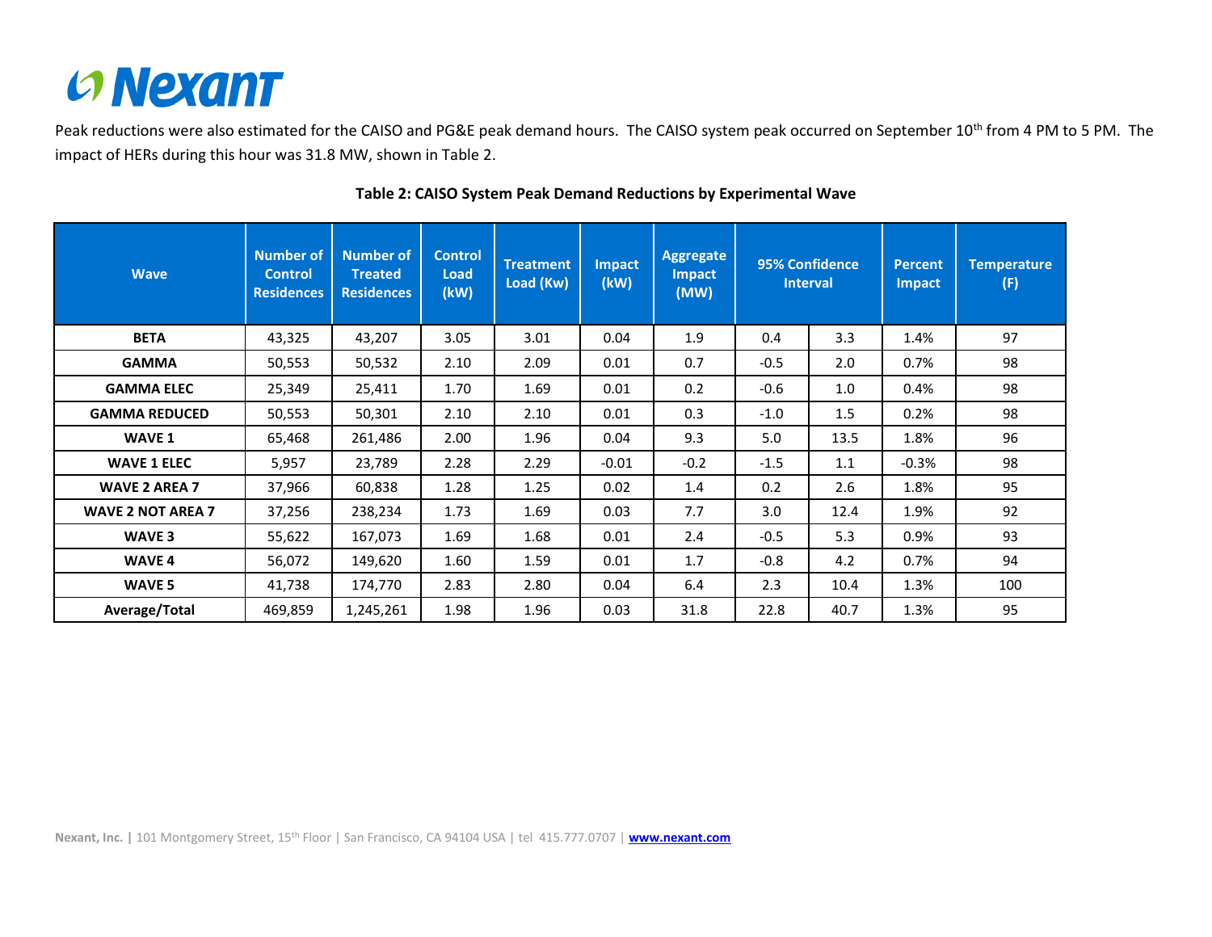Peak reductions were also estimated for the CAISO and PG&E peak demand hours. The CAISO system peak occurred on September 10th from 4 PM to 5 PM. The impact of HERs during this hour was 31.8 MW, shown in Table 2.

**Table 2: CAISO System Peak Demand Reductions by Experimental Wave**

| Wave | Number of Control Residences | Number of Treated Residences | Control Load (kW) | Treatment Load (Kw) | Impact (kW) | Aggregate Impact (MW) | 95% Confidence Interval | | Percent Impact | Temperature (F) |
|---|---|---|---|---|---|---|---|---|---|---|
| **BETA** | 43,325 | 43,207 | 3.05 | 3.01 | 0.04 | 1.9 | 0.4 | 3.3 | 1.4% | 97 |
| **GAMMA** | 50,553 | 50,532 | 2.10 | 2.09 | 0.01 | 0.7 | -0.5 | 2.0 | 0.7% | 98 |
| **GAMMA ELEC** | 25,349 | 25,411 | 1.70 | 1.69 | 0.01 | 0.2 | -0.6 | 1.0 | 0.4% | 98 |
| **GAMMA REDUCED** | 50,553 | 50,301 | 2.10 | 2.10 | 0.01 | 0.3 | -1.0 | 1.5 | 0.2% | 98 |
| **WAVE 1** | 65,468 | 261,486 | 2.00 | 1.96 | 0.04 | 9.3 | 5.0 | 13.5 | 1.8% | 96 |
| **WAVE 1 ELEC** | 5,957 | 23,789 | 2.28 | 2.29 | -0.01 | -0.2 | -1.5 | 1.1 | -0.3% | 98 |
| **WAVE 2 AREA 7** | 37,966 | 60,838 | 1.28 | 1.25 | 0.02 | 1.4 | 0.2 | 2.6 | 1.8% | 95 |
| **WAVE 2 NOT AREA 7** | 37,256 | 238,234 | 1.73 | 1.69 | 0.03 | 7.7 | 3.0 | 12.4 | 1.9% | 92 |
| **WAVE 3** | 55,622 | 167,073 | 1.69 | 1.68 | 0.01 | 2.4 | -0.5 | 5.3 | 0.9% | 93 |
| **WAVE 4** | 56,072 | 149,620 | 1.60 | 1.59 | 0.01 | 1.7 | -0.8 | 4.2 | 0.7% | 94 |
| **WAVE 5** | 41,738 | 174,770 | 2.83 | 2.80 | 0.04 | 6.4 | 2.3 | 10.4 | 1.3% | 100 |
| **Average/Total** | 469,859 | 1,245,261 | 1.98 | 1.96 | 0.03 | 31.8 | 22.8 | 40.7 | 1.3% | 95 |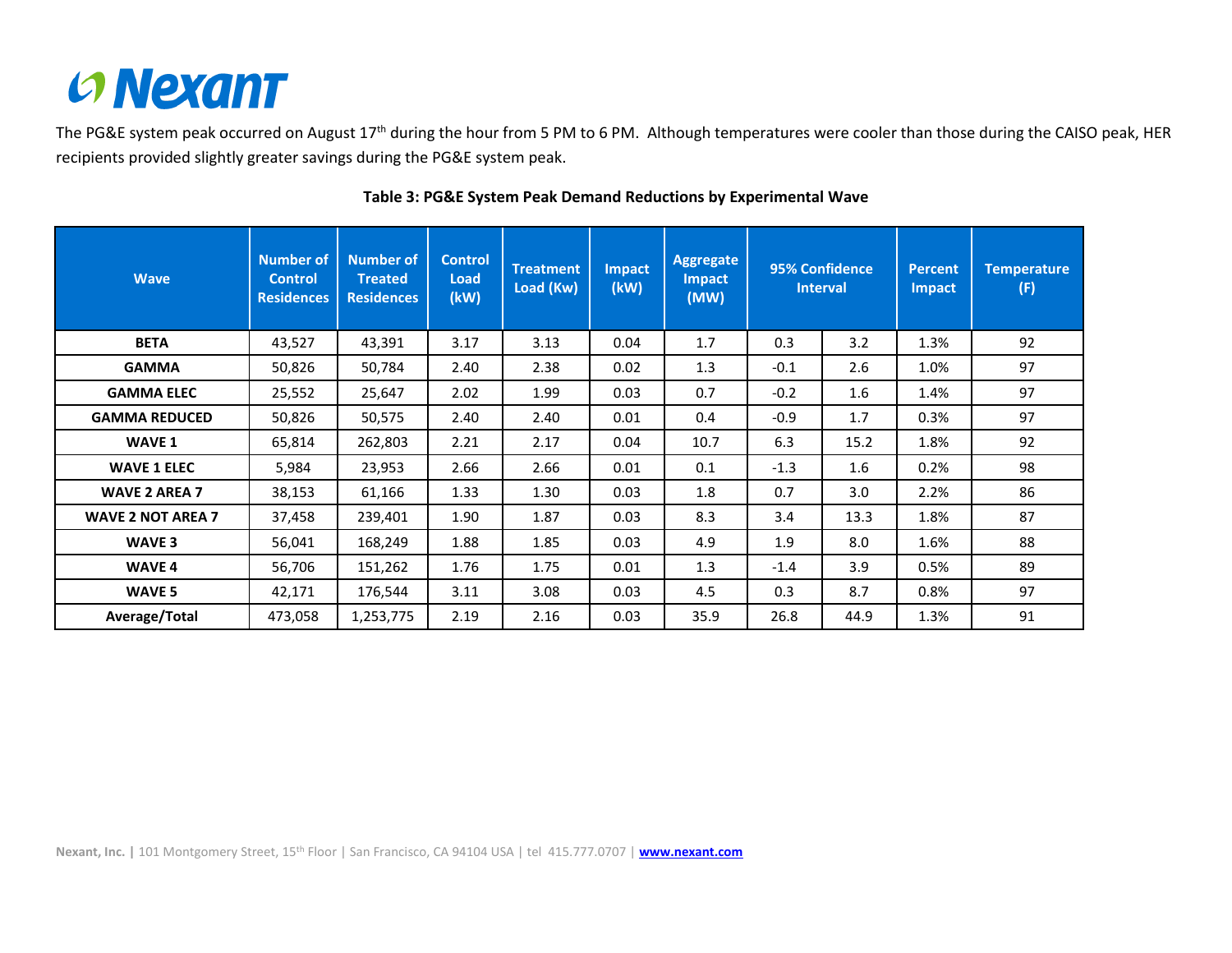The PG&E system peak occurred on August 17th during the hour from 5 PM to 6 PM. Although temperatures were cooler than those during the CAISO peak, HER recipients provided slightly greater savings during the PG&E system peak.

**Table 3: PG&E System Peak Demand Reductions by Experimental Wave**

| Wave | Number of Control Residences | Number of Treated Residences | Control Load (kW) | Treatment Load (Kw) | Impact (kW) | Aggregate Impact (MW) | 95% Confidence Interval | | Percent Impact | Temperature (F) |
|---|---|---|---|---|---|---|---|---|---|---|
| **BETA** | 43,527 | 43,391 | 3.17 | 3.13 | 0.04 | 1.7 | 0.3 | 3.2 | 1.3% | 92 |
| **GAMMA** | 50,826 | 50,784 | 2.40 | 2.38 | 0.02 | 1.3 | -0.1 | 2.6 | 1.0% | 97 |
| **GAMMA ELEC** | 25,552 | 25,647 | 2.02 | 1.99 | 0.03 | 0.7 | -0.2 | 1.6 | 1.4% | 97 |
| **GAMMA REDUCED** | 50,826 | 50,575 | 2.40 | 2.40 | 0.01 | 0.4 | -0.9 | 1.7 | 0.3% | 97 |
| **WAVE 1** | 65,814 | 262,803 | 2.21 | 2.17 | 0.04 | 10.7 | 6.3 | 15.2 | 1.8% | 92 |
| **WAVE 1 ELEC** | 5,984 | 23,953 | 2.66 | 2.66 | 0.01 | 0.1 | -1.3 | 1.6 | 0.2% | 98 |
| **WAVE 2 AREA 7** | 38,153 | 61,166 | 1.33 | 1.30 | 0.03 | 1.8 | 0.7 | 3.0 | 2.2% | 86 |
| **WAVE 2 NOT AREA 7** | 37,458 | 239,401 | 1.90 | 1.87 | 0.03 | 8.3 | 3.4 | 13.3 | 1.8% | 87 |
| **WAVE 3** | 56,041 | 168,249 | 1.88 | 1.85 | 0.03 | 4.9 | 1.9 | 8.0 | 1.6% | 88 |
| **WAVE 4** | 56,706 | 151,262 | 1.76 | 1.75 | 0.01 | 1.3 | -1.4 | 3.9 | 0.5% | 89 |
| **WAVE 5** | 42,171 | 176,544 | 3.11 | 3.08 | 0.03 | 4.5 | 0.3 | 8.7 | 0.8% | 97 |
| **Average/Total** | 473,058 | 1,253,775 | 2.19 | 2.16 | 0.03 | 35.9 | 26.8 | 44.9 | 1.3% | 91 |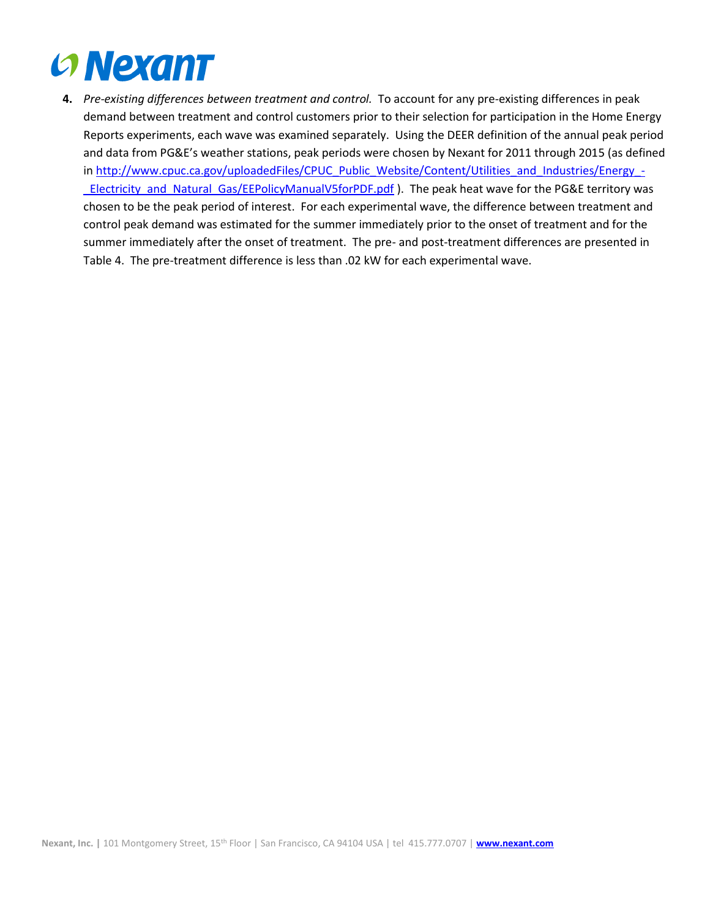4. *Pre-existing differences between treatment and control.* To account for any pre-existing differences in peak demand between treatment and control customers prior to their selection for participation in the Home Energy Reports experiments, each wave was examined separately. Using the DEER definition of the annual peak period and data from PG&E's weather stations, peak periods were chosen by Nexant for 2011 through 2015 (as defined in http://www.cpuc.ca.gov/uploadedFiles/CPUC_Public_Website/Content/Utilities_and_Industries/Energy_-_Electricity_and_Natural_Gas/EEPolicyManualV5forPDF.pdf ). The peak heat wave for the PG&E territory was chosen to be the peak period of interest. For each experimental wave, the difference between treatment and control peak demand was estimated for the summer immediately prior to the onset of treatment and for the summer immediately after the onset of treatment. The pre- and post-treatment differences are presented in Table 4. The pre-treatment difference is less than .02 kW for each experimental wave.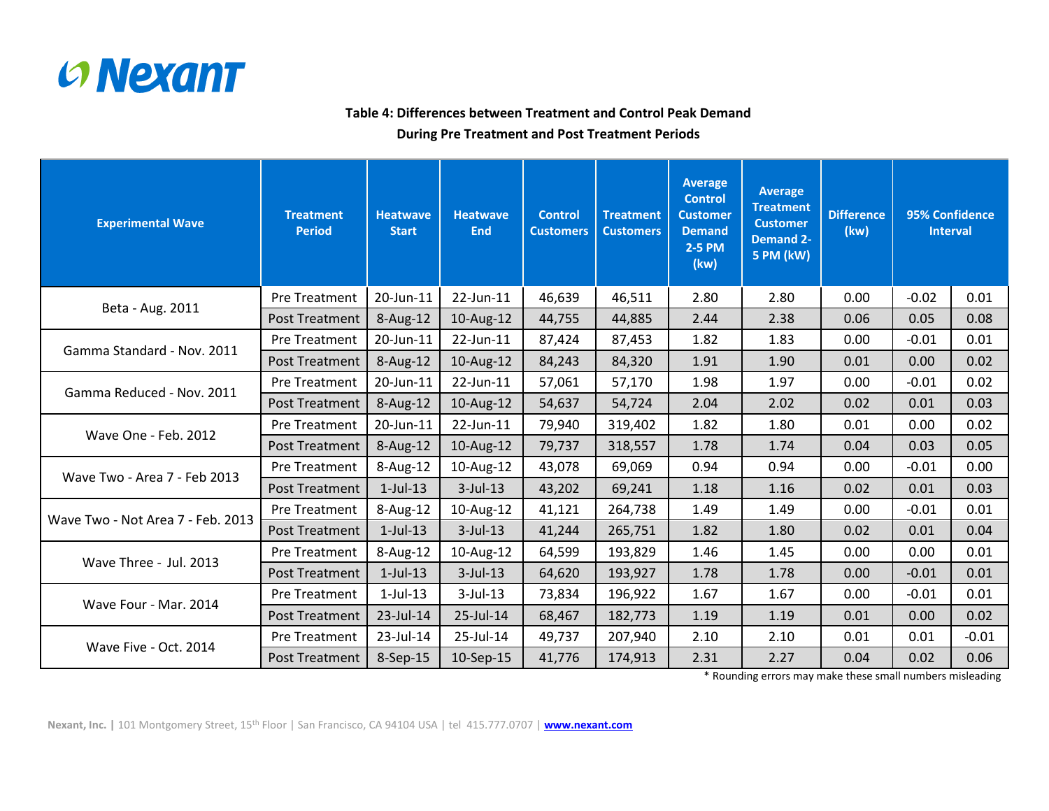**Table 4: Differences between Treatment and Control Peak Demand During Pre Treatment and Post Treatment Periods**

| Experimental Wave | Treatment Period | Heatwave Start | Heatwave End | Control Customers | Treatment Customers | Average Control Customer Demand 2-5 PM (kw) | Average Treatment Customer Demand 2-5 PM (kW) | Difference (kw) | 95% Confidence Interval | |
|---|---|---|---|---|---|---|---|---|---|---|
| Beta - Aug. 2011 | Pre Treatment | 20-Jun-11 | 22-Jun-11 | 46,639 | 46,511 | 2.80 | 2.80 | 0.00 | -0.02 | 0.01 |
| | Post Treatment | 8-Aug-12 | 10-Aug-12 | 44,755 | 44,885 | 2.44 | 2.38 | 0.06 | 0.05 | 0.08 |
| Gamma Standard - Nov. 2011 | Pre Treatment | 20-Jun-11 | 22-Jun-11 | 87,424 | 87,453 | 1.82 | 1.83 | 0.00 | -0.01 | 0.01 |
| | Post Treatment | 8-Aug-12 | 10-Aug-12 | 84,243 | 84,320 | 1.91 | 1.90 | 0.01 | 0.00 | 0.02 |
| Gamma Reduced - Nov. 2011 | Pre Treatment | 20-Jun-11 | 22-Jun-11 | 57,061 | 57,170 | 1.98 | 1.97 | 0.00 | -0.01 | 0.02 |
| | Post Treatment | 8-Aug-12 | 10-Aug-12 | 54,637 | 54,724 | 2.04 | 2.02 | 0.02 | 0.01 | 0.03 |
| Wave One - Feb. 2012 | Pre Treatment | 20-Jun-11 | 22-Jun-11 | 79,940 | 319,402 | 1.82 | 1.80 | 0.01 | 0.00 | 0.02 |
| | Post Treatment | 8-Aug-12 | 10-Aug-12 | 79,737 | 318,557 | 1.78 | 1.74 | 0.04 | 0.03 | 0.05 |
| Wave Two - Area 7 - Feb 2013 | Pre Treatment | 8-Aug-12 | 10-Aug-12 | 43,078 | 69,069 | 0.94 | 0.94 | 0.00 | -0.01 | 0.00 |
| | Post Treatment | 1-Jul-13 | 3-Jul-13 | 43,202 | 69,241 | 1.18 | 1.16 | 0.02 | 0.01 | 0.03 |
| Wave Two - Not Area 7 - Feb. 2013 | Pre Treatment | 8-Aug-12 | 10-Aug-12 | 41,121 | 264,738 | 1.49 | 1.49 | 0.00 | -0.01 | 0.01 |
| | Post Treatment | 1-Jul-13 | 3-Jul-13 | 41,244 | 265,751 | 1.82 | 1.80 | 0.02 | 0.01 | 0.04 |
| Wave Three - Jul. 2013 | Pre Treatment | 8-Aug-12 | 10-Aug-12 | 64,599 | 193,829 | 1.46 | 1.45 | 0.00 | 0.00 | 0.01 |
| | Post Treatment | 1-Jul-13 | 3-Jul-13 | 64,620 | 193,927 | 1.78 | 1.78 | 0.00 | -0.01 | 0.01 |
| Wave Four - Mar. 2014 | Pre Treatment | 1-Jul-13 | 3-Jul-13 | 73,834 | 196,922 | 1.67 | 1.67 | 0.00 | -0.01 | 0.01 |
| | Post Treatment | 23-Jul-14 | 25-Jul-14 | 68,467 | 182,773 | 1.19 | 1.19 | 0.01 | 0.00 | 0.02 |
| Wave Five - Oct. 2014 | Pre Treatment | 23-Jul-14 | 25-Jul-14 | 49,737 | 207,940 | 2.10 | 2.10 | 0.01 | 0.01 | -0.01 |
| | Post Treatment | 8-Sep-15 | 10-Sep-15 | 41,776 | 174,913 | 2.31 | 2.27 | 0.04 | 0.02 | 0.06 |

* Rounding errors may make these small numbers misleading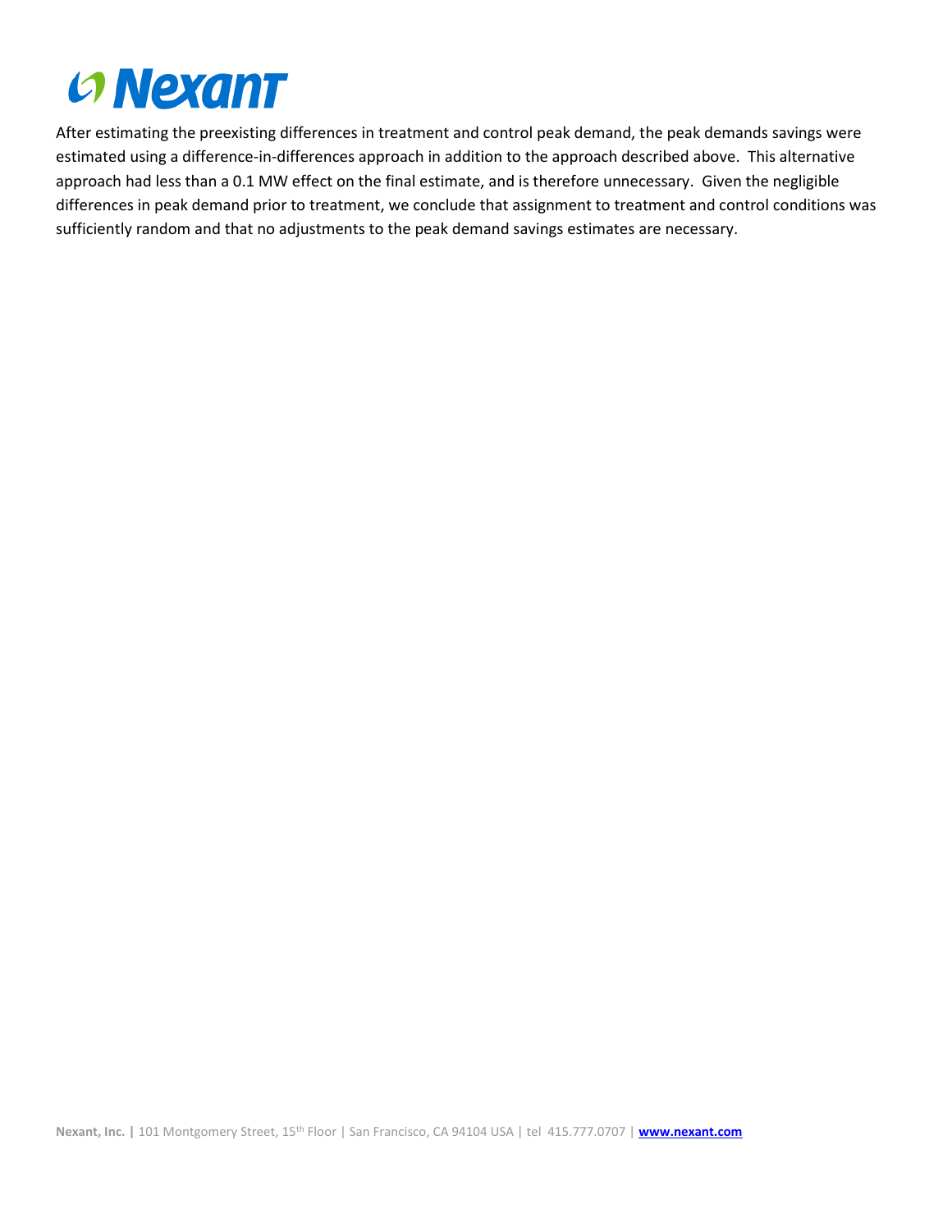After estimating the preexisting differences in treatment and control peak demand, the peak demands savings were estimated using a difference-in-differences approach in addition to the approach described above. This alternative approach had less than a 0.1 MW effect on the final estimate, and is therefore unnecessary. Given the negligible differences in peak demand prior to treatment, we conclude that assignment to treatment and control conditions was sufficiently random and that no adjustments to the peak demand savings estimates are necessary.